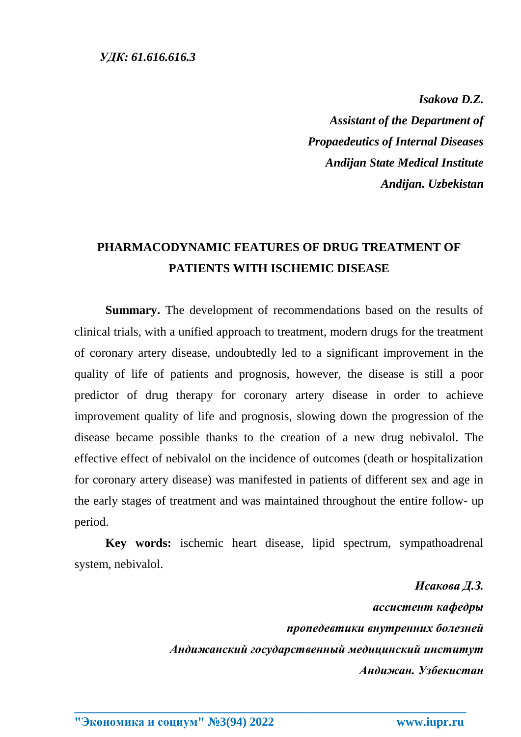***УДК: 61.616.616.3***

***Isakova D.Z.***
***Assistant of the Department of***
***Propaedeutics of Internal Diseases***
***Andijan State Medical Institute***
***Andijan. Uzbekistan***

## PHARMACODYNAMIC FEATURES OF DRUG TREATMENT OF PATIENTS WITH ISCHEMIC DISEASE

**Summary.** The development of recommendations based on the results of clinical trials, with a unified approach to treatment, modern drugs for the treatment of coronary artery disease, undoubtedly led to a significant improvement in the quality of life of patients and prognosis, however, the disease is still a poor predictor of drug therapy for coronary artery disease in order to achieve improvement quality of life and prognosis, slowing down the progression of the disease became possible thanks to the creation of a new drug nebivalol. The effective effect of nebivalol on the incidence of outcomes (death or hospitalization for coronary artery disease) was manifested in patients of different sex and age in the early stages of treatment and was maintained throughout the entire follow- up period.

**Key words:** ischemic heart disease, lipid spectrum, sympathoadrenal system, nebivalol.

***Исакова Д.З.***
***ассистент кафедры***
***пропедевтики внутренних болезней***
***Андижанский государственный медицинский институт***
***Андижан. Узбекистан***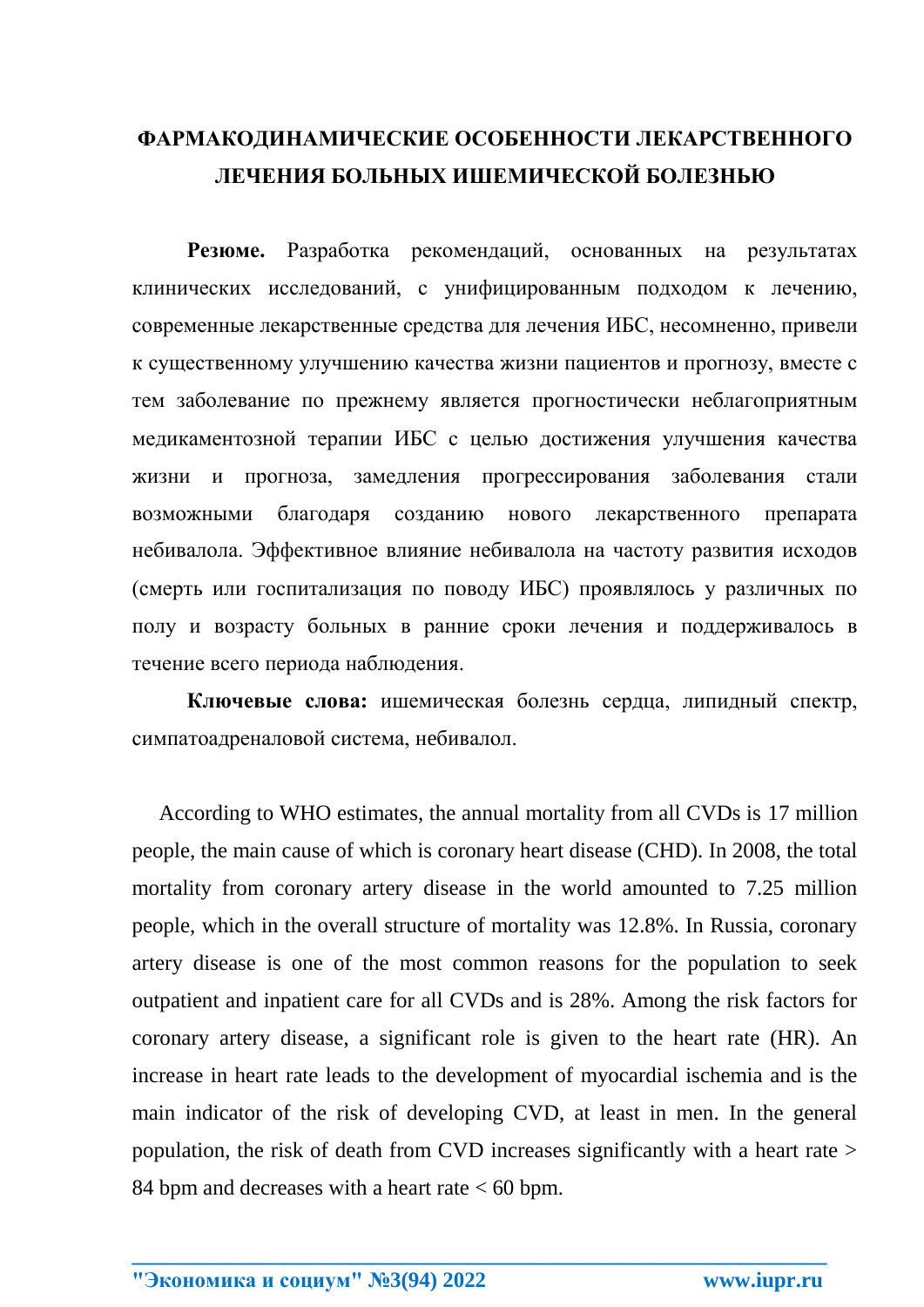# ФАРМАКОДИНАМИЧЕСКИЕ ОСОБЕННОСТИ ЛЕКАРСТВЕННОГО ЛЕЧЕНИЯ БОЛЬНЫХ ИШЕМИЧЕСКОЙ БОЛЕЗНЬЮ

**Резюме.** Разработка рекомендаций, основанных на результатах клинических исследований, с унифицированным подходом к лечению, современные лекарственные средства для лечения ИБС, несомненно, привели к существенному улучшению качества жизни пациентов и прогнозу, вместе с тем заболевание по прежнему является прогностически неблагоприятным медикаментозной терапии ИБС с целью достижения улучшения качества жизни и прогноза, замедления прогрессирования заболевания стали возможными благодаря созданию нового лекарственного препарата небивалола. Эффективное влияние небивалола на частоту развития исходов (смерть или госпитализация по поводу ИБС) проявлялось у различных по полу и возрасту больных в ранние сроки лечения и поддерживалось в течение всего периода наблюдения.

**Ключевые слова:** ишемическая болезнь сердца, липидный спектр, симпатоадреналовой система, небивалол.

According to WHO estimates, the annual mortality from all CVDs is 17 million people, the main cause of which is coronary heart disease (CHD). In 2008, the total mortality from coronary artery disease in the world amounted to 7.25 million people, which in the overall structure of mortality was 12.8%. In Russia, coronary artery disease is one of the most common reasons for the population to seek outpatient and inpatient care for all CVDs and is 28%. Among the risk factors for coronary artery disease, a significant role is given to the heart rate (HR). An increase in heart rate leads to the development of myocardial ischemia and is the main indicator of the risk of developing CVD, at least in men. In the general population, the risk of death from CVD increases significantly with a heart rate > 84 bpm and decreases with a heart rate < 60 bpm.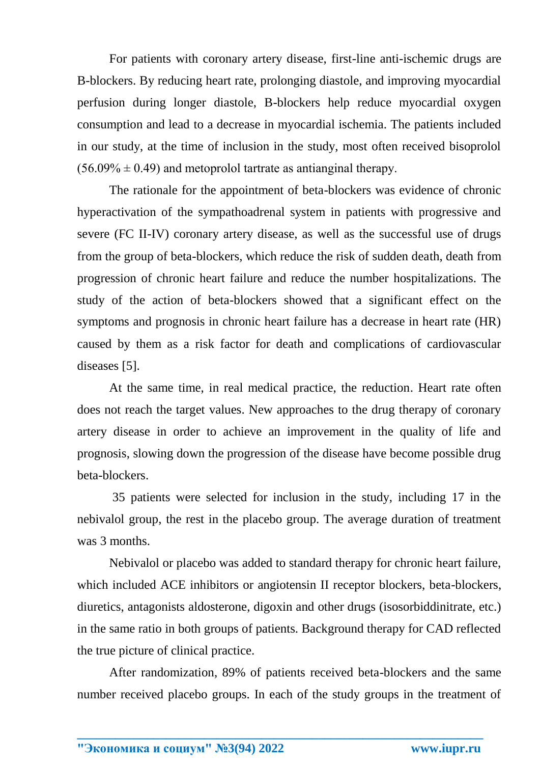For patients with coronary artery disease, first-line anti-ischemic drugs are B-blockers. By reducing heart rate, prolonging diastole, and improving myocardial perfusion during longer diastole, B-blockers help reduce myocardial oxygen consumption and lead to a decrease in myocardial ischemia. The patients included in our study, at the time of inclusion in the study, most often received bisoprolol ($56.09\% \pm 0.49$) and metoprolol tartrate as antianginal therapy.

The rationale for the appointment of beta-blockers was evidence of chronic hyperactivation of the sympathoadrenal system in patients with progressive and severe (FC II-IV) coronary artery disease, as well as the successful use of drugs from the group of beta-blockers, which reduce the risk of sudden death, death from progression of chronic heart failure and reduce the number hospitalizations. The study of the action of beta-blockers showed that a significant effect on the symptoms and prognosis in chronic heart failure has a decrease in heart rate (HR) caused by them as a risk factor for death and complications of cardiovascular diseases [5].

At the same time, in real medical practice, the reduction. Heart rate often does not reach the target values. New approaches to the drug therapy of coronary artery disease in order to achieve an improvement in the quality of life and prognosis, slowing down the progression of the disease have become possible drug beta-blockers.

35 patients were selected for inclusion in the study, including 17 in the nebivalol group, the rest in the placebo group. The average duration of treatment was 3 months.

Nebivalol or placebo was added to standard therapy for chronic heart failure, which included ACE inhibitors or angiotensin II receptor blockers, beta-blockers, diuretics, antagonists aldosterone, digoxin and other drugs (isosorbiddinitrate, etc.) in the same ratio in both groups of patients. Background therapy for CAD reflected the true picture of clinical practice.

After randomization, 89% of patients received beta-blockers and the same number received placebo groups. In each of the study groups in the treatment of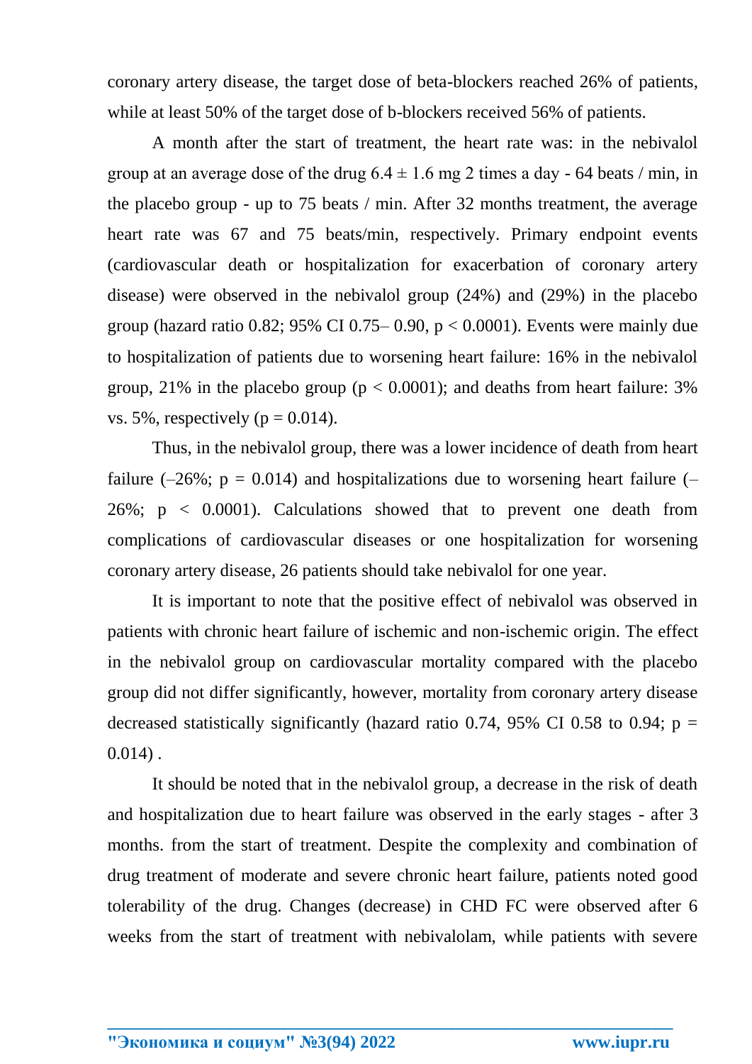coronary artery disease, the target dose of beta-blockers reached 26% of patients, while at least 50% of the target dose of b-blockers received 56% of patients.

A month after the start of treatment, the heart rate was: in the nebivalol group at an average dose of the drug $6.4 \pm 1.6$ mg 2 times a day - 64 beats / min, in the placebo group - up to 75 beats / min. After 32 months treatment, the average heart rate was 67 and 75 beats/min, respectively. Primary endpoint events (cardiovascular death or hospitalization for exacerbation of coronary artery disease) were observed in the nebivalol group (24%) and (29%) in the placebo group (hazard ratio 0.82; 95% CI 0.75– 0.90, $p < 0.0001$). Events were mainly due to hospitalization of patients due to worsening heart failure: 16% in the nebivalol group, 21% in the placebo group ($p < 0.0001$); and deaths from heart failure: 3% vs. 5%, respectively ($p = 0.014$).

Thus, in the nebivalol group, there was a lower incidence of death from heart failure (–26%; $p = 0.014$) and hospitalizations due to worsening heart failure (–26%; $p < 0.0001$). Calculations showed that to prevent one death from complications of cardiovascular diseases or one hospitalization for worsening coronary artery disease, 26 patients should take nebivalol for one year.

It is important to note that the positive effect of nebivalol was observed in patients with chronic heart failure of ischemic and non-ischemic origin. The effect in the nebivalol group on cardiovascular mortality compared with the placebo group did not differ significantly, however, mortality from coronary artery disease decreased statistically significantly (hazard ratio 0.74, 95% CI 0.58 to 0.94; $p = 0.014$) .

It should be noted that in the nebivalol group, a decrease in the risk of death and hospitalization due to heart failure was observed in the early stages - after 3 months. from the start of treatment. Despite the complexity and combination of drug treatment of moderate and severe chronic heart failure, patients noted good tolerability of the drug. Changes (decrease) in CHD FC were observed after 6 weeks from the start of treatment with nebivalolam, while patients with severe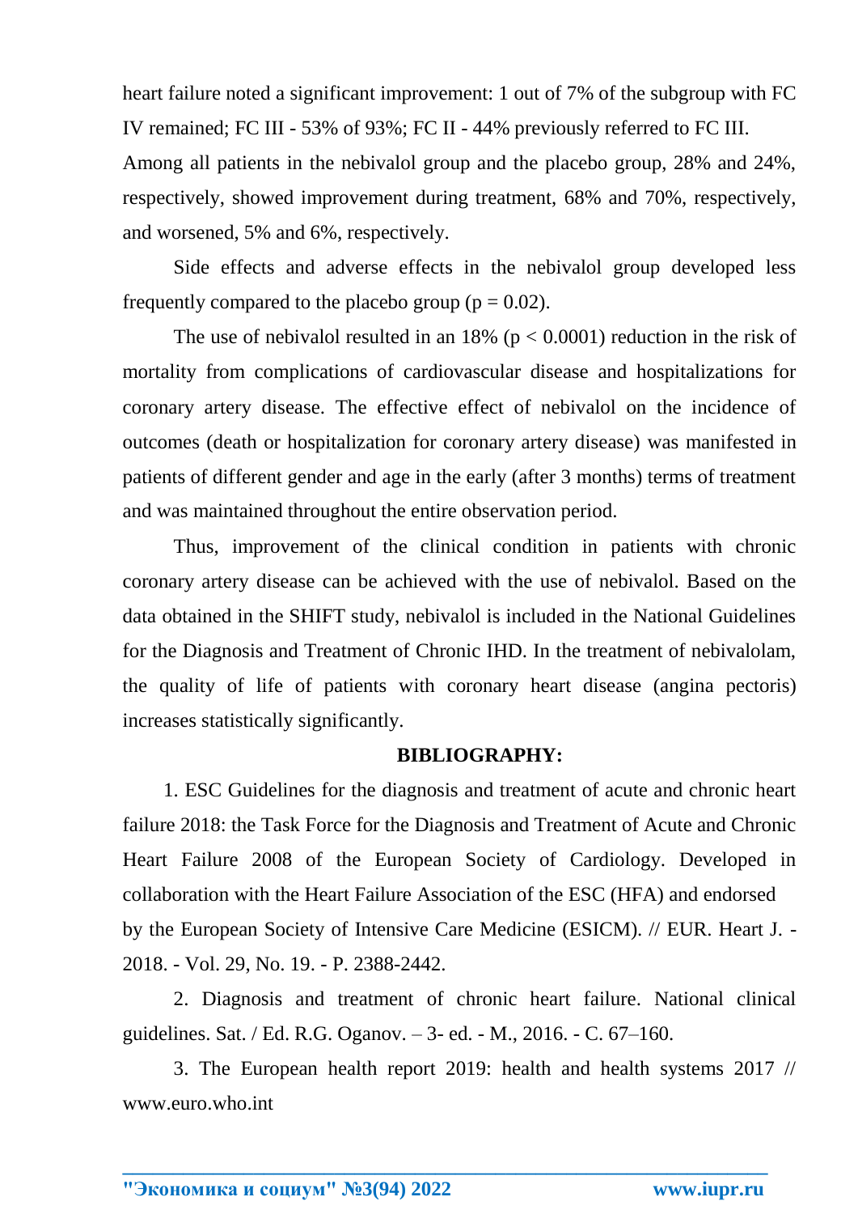heart failure noted a significant improvement: 1 out of 7% of the subgroup with FC IV remained; FC III - 53% of 93%; FC II - 44% previously referred to FC III. Among all patients in the nebivalol group and the placebo group, 28% and 24%, respectively, showed improvement during treatment, 68% and 70%, respectively, and worsened, 5% and 6%, respectively.

Side effects and adverse effects in the nebivalol group developed less frequently compared to the placebo group ($p = 0.02$).

The use of nebivalol resulted in an 18% ($p < 0.0001$) reduction in the risk of mortality from complications of cardiovascular disease and hospitalizations for coronary artery disease. The effective effect of nebivalol on the incidence of outcomes (death or hospitalization for coronary artery disease) was manifested in patients of different gender and age in the early (after 3 months) terms of treatment and was maintained throughout the entire observation period.

Thus, improvement of the clinical condition in patients with chronic coronary artery disease can be achieved with the use of nebivalol. Based on the data obtained in the SHIFT study, nebivalol is included in the National Guidelines for the Diagnosis and Treatment of Chronic IHD. In the treatment of nebivalolam, the quality of life of patients with coronary heart disease (angina pectoris) increases statistically significantly.

**BIBLIOGRAPHY:**

1. ESC Guidelines for the diagnosis and treatment of acute and chronic heart failure 2018: the Task Force for the Diagnosis and Treatment of Acute and Chronic Heart Failure 2008 of the European Society of Cardiology. Developed in collaboration with the Heart Failure Association of the ESC (HFA) and endorsed by the European Society of Intensive Care Medicine (ESICM). // EUR. Heart J. - 2018. - Vol. 29, No. 19. - P. 2388-2442.

2. Diagnosis and treatment of chronic heart failure. National clinical guidelines. Sat. / Ed. R.G. Oganov. – 3- ed. - M., 2016. - C. 67–160.

3. The European health report 2019: health and health systems 2017 // www.euro.who.int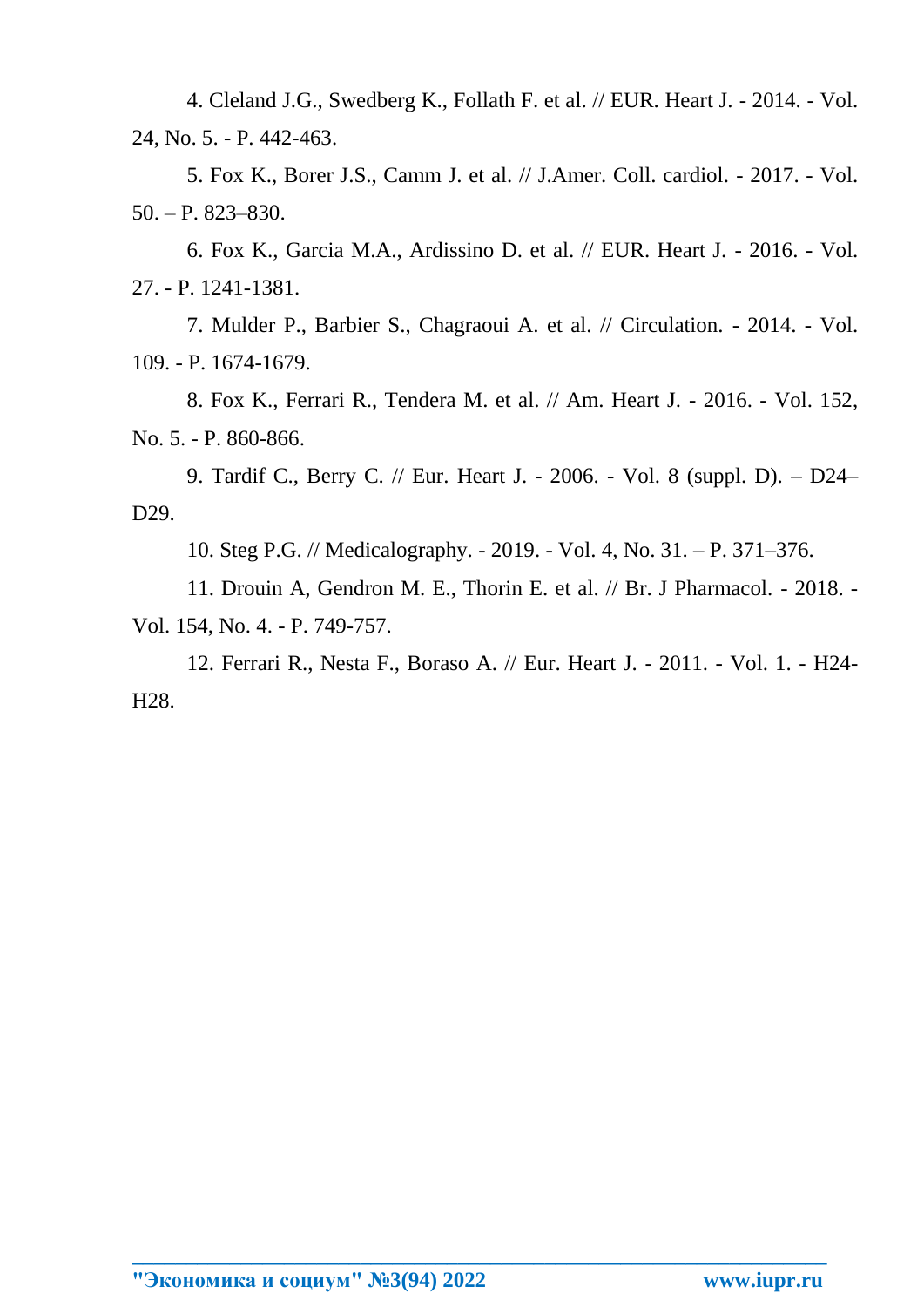4. Cleland J.G., Swedberg K., Follath F. et al. // EUR. Heart J. - 2014. - Vol. 24, No. 5. - P. 442-463.

5. Fox K., Borer J.S., Camm J. et al. // J.Amer. Coll. cardiol. - 2017. - Vol. 50. – P. 823–830.

6. Fox K., Garcia M.A., Ardissino D. et al. // EUR. Heart J. - 2016. - Vol. 27. - P. 1241-1381.

7. Mulder P., Barbier S., Chagraoui A. et al. // Circulation. - 2014. - Vol. 109. - P. 1674-1679.

8. Fox K., Ferrari R., Tendera M. et al. // Am. Heart J. - 2016. - Vol. 152, No. 5. - P. 860-866.

9. Tardif C., Berry C. // Eur. Heart J. - 2006. - Vol. 8 (suppl. D). – D24–D29.

10. Steg P.G. // Medicalography. - 2019. - Vol. 4, No. 31. – P. 371–376.

11. Drouin A, Gendron M. E., Thorin E. et al. // Br. J Pharmacol. - 2018. - Vol. 154, No. 4. - P. 749-757.

12. Ferrari R., Nesta F., Boraso A. // Eur. Heart J. - 2011. - Vol. 1. - H24-H28.